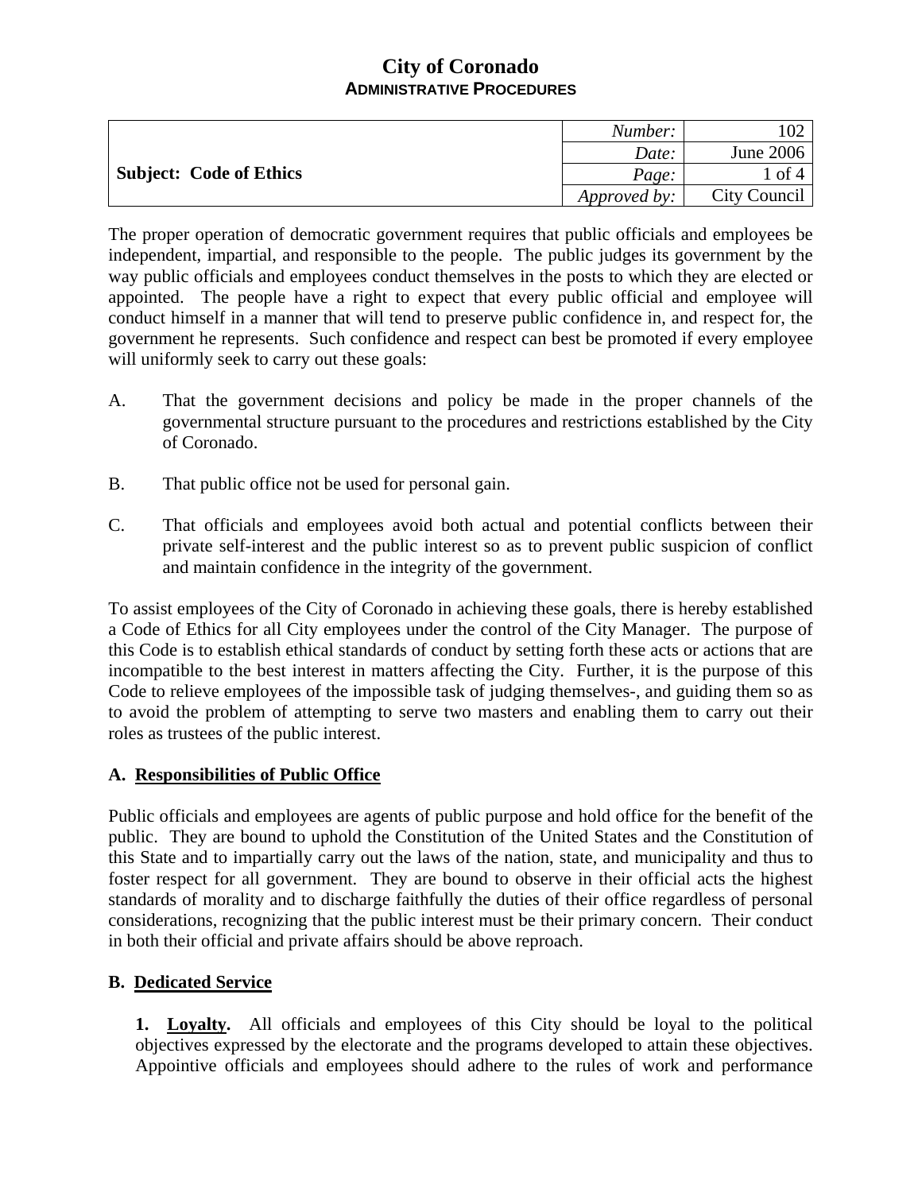# City of Coronado
## ADMINISTRATIVE PROCEDURES

| **Subject: Code of Ethics** | *Number:* | 102 |
|---|---|---|
| | *Date:* | June 2006 |
| | *Page:* | 1 of 4 |
| | *Approved by:* | City Council |

The proper operation of democratic government requires that public officials and employees be independent, impartial, and responsible to the people. The public judges its government by the way public officials and employees conduct themselves in the posts to which they are elected or appointed. The people have a right to expect that every public official and employee will conduct himself in a manner that will tend to preserve public confidence in, and respect for, the government he represents. Such confidence and respect can best be promoted if every employee will uniformly seek to carry out these goals:

A. That the government decisions and policy be made in the proper channels of the governmental structure pursuant to the procedures and restrictions established by the City of Coronado.

B. That public office not be used for personal gain.

C. That officials and employees avoid both actual and potential conflicts between their private self-interest and the public interest so as to prevent public suspicion of conflict and maintain confidence in the integrity of the government.

To assist employees of the City of Coronado in achieving these goals, there is hereby established a Code of Ethics for all City employees under the control of the City Manager. The purpose of this Code is to establish ethical standards of conduct by setting forth these acts or actions that are incompatible to the best interest in matters affecting the City. Further, it is the purpose of this Code to relieve employees of the impossible task of judging themselves-, and guiding them so as to avoid the problem of attempting to serve two masters and enabling them to carry out their roles as trustees of the public interest.

### A. Responsibilities of Public Office

Public officials and employees are agents of public purpose and hold office for the benefit of the public. They are bound to uphold the Constitution of the United States and the Constitution of this State and to impartially carry out the laws of the nation, state, and municipality and thus to foster respect for all government. They are bound to observe in their official acts the highest standards of morality and to discharge faithfully the duties of their office regardless of personal considerations, recognizing that the public interest must be their primary concern. Their conduct in both their official and private affairs should be above reproach.

### B. Dedicated Service

**1. Loyalty.** All officials and employees of this City should be loyal to the political objectives expressed by the electorate and the programs developed to attain these objectives. Appointive officials and employees should adhere to the rules of work and performance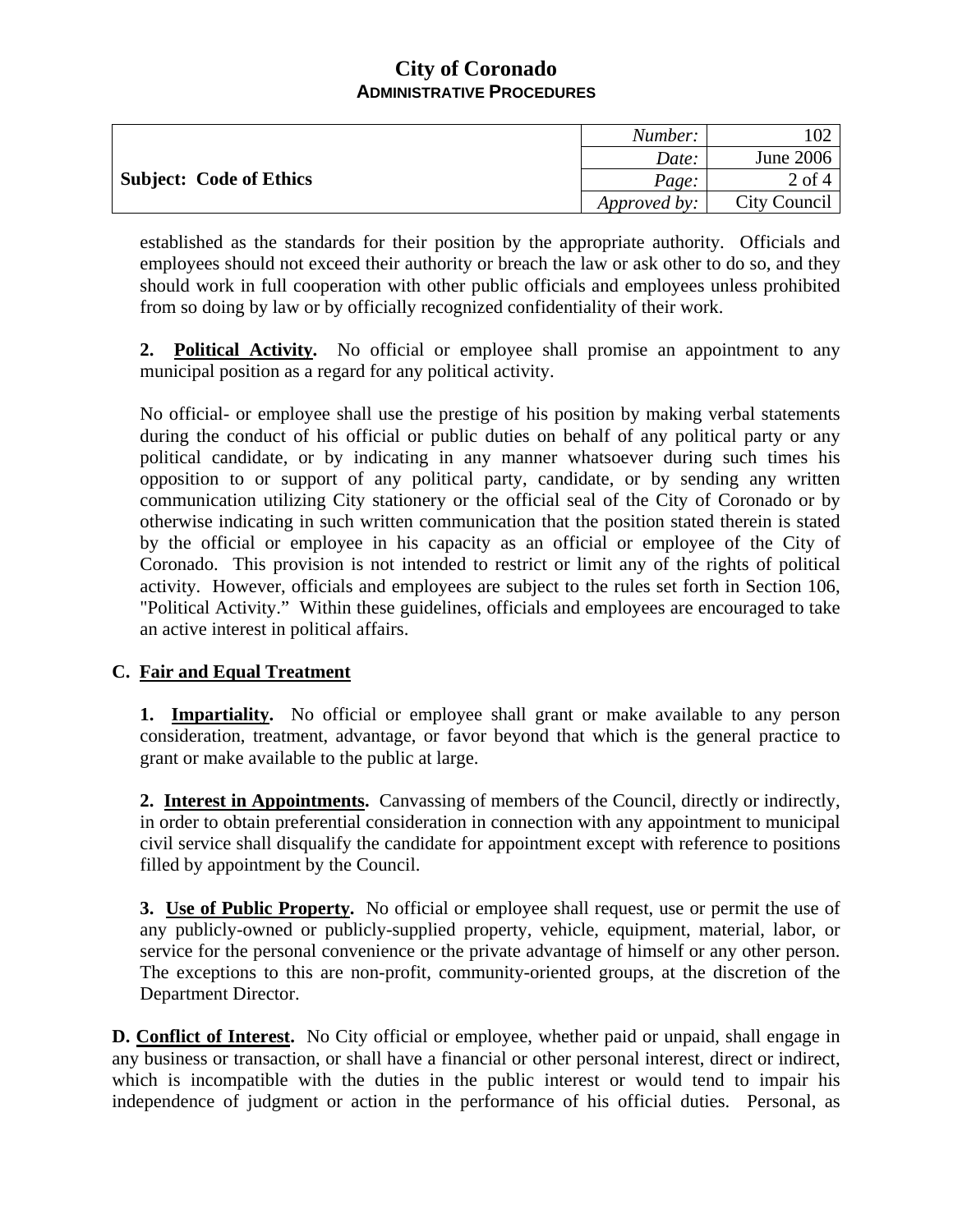established as the standards for their position by the appropriate authority. Officials and employees should not exceed their authority or breach the law or ask other to do so, and they should work in full cooperation with other public officials and employees unless prohibited from so doing by law or by officially recognized confidentiality of their work.

**2. Political Activity.** No official or employee shall promise an appointment to any municipal position as a regard for any political activity.

No official- or employee shall use the prestige of his position by making verbal statements during the conduct of his official or public duties on behalf of any political party or any political candidate, or by indicating in any manner whatsoever during such times his opposition to or support of any political party, candidate, or by sending any written communication utilizing City stationery or the official seal of the City of Coronado or by otherwise indicating in such written communication that the position stated therein is stated by the official or employee in his capacity as an official or employee of the City of Coronado. This provision is not intended to restrict or limit any of the rights of political activity. However, officials and employees are subject to the rules set forth in Section 106, "Political Activity." Within these guidelines, officials and employees are encouraged to take an active interest in political affairs.

## C. Fair and Equal Treatment

**1. Impartiality.** No official or employee shall grant or make available to any person consideration, treatment, advantage, or favor beyond that which is the general practice to grant or make available to the public at large.

**2. Interest in Appointments.** Canvassing of members of the Council, directly or indirectly, in order to obtain preferential consideration in connection with any appointment to municipal civil service shall disqualify the candidate for appointment except with reference to positions filled by appointment by the Council.

**3. Use of Public Property.** No official or employee shall request, use or permit the use of any publicly-owned or publicly-supplied property, vehicle, equipment, material, labor, or service for the personal convenience or the private advantage of himself or any other person. The exceptions to this are non-profit, community-oriented groups, at the discretion of the Department Director.

**D. Conflict of Interest.** No City official or employee, whether paid or unpaid, shall engage in any business or transaction, or shall have a financial or other personal interest, direct or indirect, which is incompatible with the duties in the public interest or would tend to impair his independence of judgment or action in the performance of his official duties. Personal, as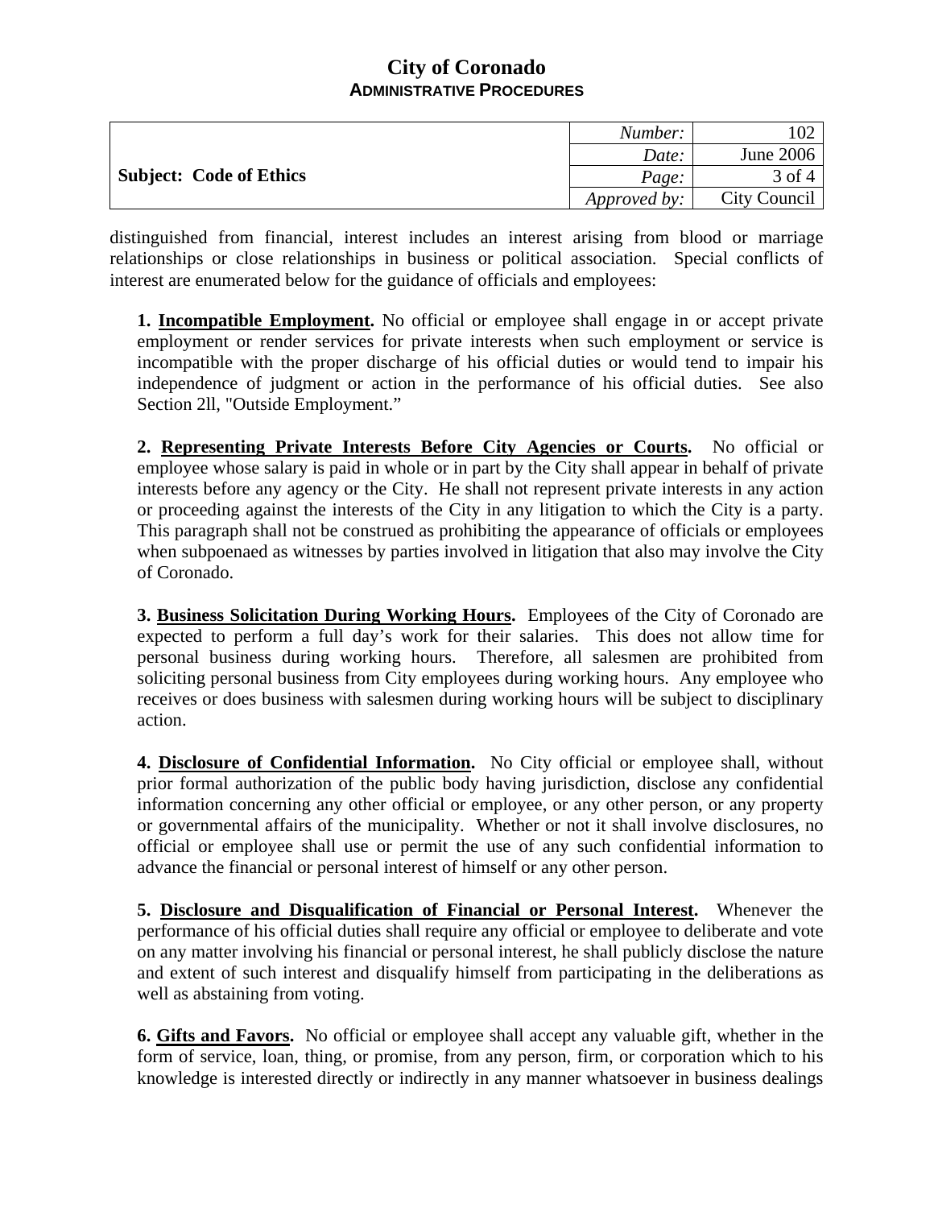distinguished from financial, interest includes an interest arising from blood or marriage relationships or close relationships in business or political association. Special conflicts of interest are enumerated below for the guidance of officials and employees:

**1. Incompatible Employment.** No official or employee shall engage in or accept private employment or render services for private interests when such employment or service is incompatible with the proper discharge of his official duties or would tend to impair his independence of judgment or action in the performance of his official duties. See also Section 2ll, "Outside Employment."

**2. Representing Private Interests Before City Agencies or Courts.** No official or employee whose salary is paid in whole or in part by the City shall appear in behalf of private interests before any agency or the City. He shall not represent private interests in any action or proceeding against the interests of the City in any litigation to which the City is a party. This paragraph shall not be construed as prohibiting the appearance of officials or employees when subpoenaed as witnesses by parties involved in litigation that also may involve the City of Coronado.

**3. Business Solicitation During Working Hours.** Employees of the City of Coronado are expected to perform a full day's work for their salaries. This does not allow time for personal business during working hours. Therefore, all salesmen are prohibited from soliciting personal business from City employees during working hours. Any employee who receives or does business with salesmen during working hours will be subject to disciplinary action.

**4. Disclosure of Confidential Information.** No City official or employee shall, without prior formal authorization of the public body having jurisdiction, disclose any confidential information concerning any other official or employee, or any other person, or any property or governmental affairs of the municipality. Whether or not it shall involve disclosures, no official or employee shall use or permit the use of any such confidential information to advance the financial or personal interest of himself or any other person.

**5. Disclosure and Disqualification of Financial or Personal Interest.** Whenever the performance of his official duties shall require any official or employee to deliberate and vote on any matter involving his financial or personal interest, he shall publicly disclose the nature and extent of such interest and disqualify himself from participating in the deliberations as well as abstaining from voting.

**6. Gifts and Favors.** No official or employee shall accept any valuable gift, whether in the form of service, loan, thing, or promise, from any person, firm, or corporation which to his knowledge is interested directly or indirectly in any manner whatsoever in business dealings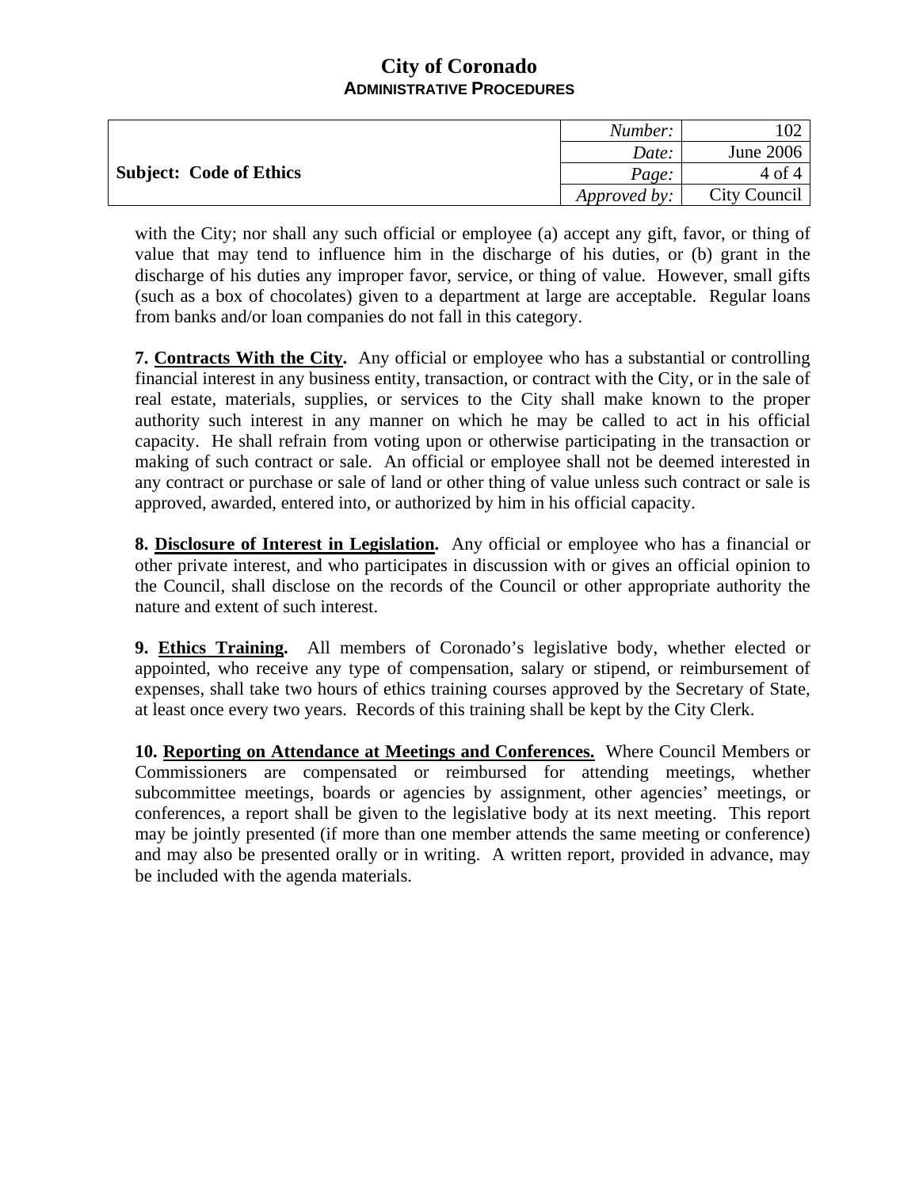with the City; nor shall any such official or employee (a) accept any gift, favor, or thing of value that may tend to influence him in the discharge of his duties, or (b) grant in the discharge of his duties any improper favor, service, or thing of value. However, small gifts (such as a box of chocolates) given to a department at large are acceptable. Regular loans from banks and/or loan companies do not fall in this category.

**7. Contracts With the City.** Any official or employee who has a substantial or controlling financial interest in any business entity, transaction, or contract with the City, or in the sale of real estate, materials, supplies, or services to the City shall make known to the proper authority such interest in any manner on which he may be called to act in his official capacity. He shall refrain from voting upon or otherwise participating in the transaction or making of such contract or sale. An official or employee shall not be deemed interested in any contract or purchase or sale of land or other thing of value unless such contract or sale is approved, awarded, entered into, or authorized by him in his official capacity.

**8. Disclosure of Interest in Legislation.** Any official or employee who has a financial or other private interest, and who participates in discussion with or gives an official opinion to the Council, shall disclose on the records of the Council or other appropriate authority the nature and extent of such interest.

**9. Ethics Training.** All members of Coronado's legislative body, whether elected or appointed, who receive any type of compensation, salary or stipend, or reimbursement of expenses, shall take two hours of ethics training courses approved by the Secretary of State, at least once every two years. Records of this training shall be kept by the City Clerk.

**10. Reporting on Attendance at Meetings and Conferences.** Where Council Members or Commissioners are compensated or reimbursed for attending meetings, whether subcommittee meetings, boards or agencies by assignment, other agencies' meetings, or conferences, a report shall be given to the legislative body at its next meeting. This report may be jointly presented (if more than one member attends the same meeting or conference) and may also be presented orally or in writing. A written report, provided in advance, may be included with the agenda materials.